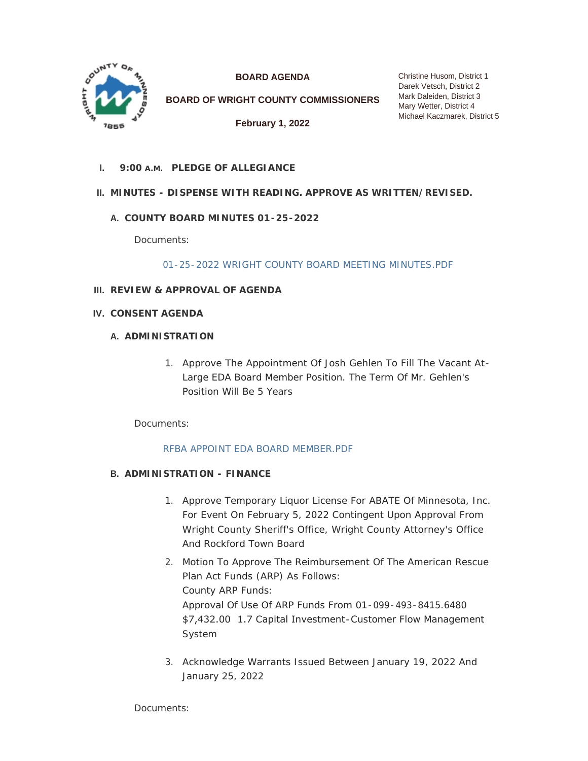# BOARD AGENDA

## BOARD OF WRIGHT COUNTY COMMISSIONERS

**February 1, 2022**

Christine Husom, District 1
Darek Vetsch, District 2
Mark Daleiden, District 3
Mary Wetter, District 4
Michael Kaczmarek, District 5

I. **9:00 A.M. PLEDGE OF ALLEGIANCE**

II. **MINUTES - DISPENSE WITH READING. APPROVE AS WRITTEN/REVISED.**

A. **COUNTY BOARD MINUTES 01-25-2022**

Documents:

01-25-2022 WRIGHT COUNTY BOARD MEETING MINUTES.PDF

III. **REVIEW & APPROVAL OF AGENDA**

IV. **CONSENT AGENDA**

A. **ADMINISTRATION**

1. Approve The Appointment Of Josh Gehlen To Fill The Vacant At-Large EDA Board Member Position. The Term Of Mr. Gehlen's Position Will Be 5 Years

Documents:

RFBA APPOINT EDA BOARD MEMBER.PDF

B. **ADMINISTRATION - FINANCE**

1. Approve Temporary Liquor License For ABATE Of Minnesota, Inc. For Event On February 5, 2022 Contingent Upon Approval From Wright County Sheriff's Office, Wright County Attorney's Office And Rockford Town Board
2. Motion To Approve The Reimbursement Of The American Rescue Plan Act Funds (ARP) As Follows:
   County ARP Funds:
   Approval Of Use Of ARP Funds From 01-099-493-8415.6480 $7,432.00 1.7 Capital Investment-Customer Flow Management System
3. Acknowledge Warrants Issued Between January 19, 2022 And January 25, 2022

Documents: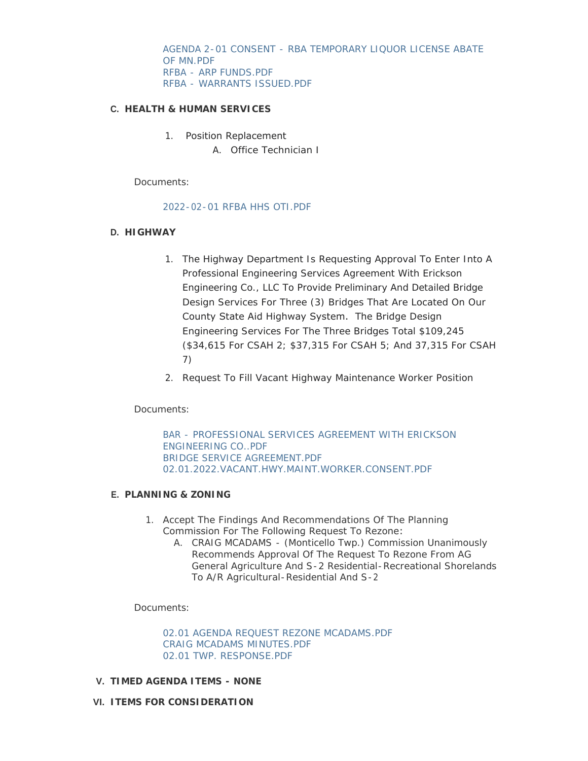AGENDA 2-01 CONSENT - RBA TEMPORARY LIQUOR LICENSE ABATE OF MN.PDF
RFBA - ARP FUNDS.PDF
RFBA - WARRANTS ISSUED.PDF

## C. HEALTH & HUMAN SERVICES

1. Position Replacement
   A. Office Technician I

Documents:

2022-02-01 RFBA HHS OTI.PDF

## D. HIGHWAY

1. The Highway Department Is Requesting Approval To Enter Into A Professional Engineering Services Agreement With Erickson Engineering Co., LLC To Provide Preliminary And Detailed Bridge Design Services For Three (3) Bridges That Are Located On Our County State Aid Highway System. The Bridge Design Engineering Services For The Three Bridges Total $109,245 ($34,615 For CSAH 2; $37,315 For CSAH 5; And 37,315 For CSAH 7)
2. Request To Fill Vacant Highway Maintenance Worker Position

Documents:

BAR - PROFESSIONAL SERVICES AGREEMENT WITH ERICKSON ENGINEERING CO..PDF
BRIDGE SERVICE AGREEMENT.PDF
02.01.2022.VACANT.HWY.MAINT.WORKER.CONSENT.PDF

## E. PLANNING & ZONING

1. Accept The Findings And Recommendations Of The Planning Commission For The Following Request To Rezone:
   A. CRAIG MCADAMS - (Monticello Twp.) Commission Unanimously Recommends Approval Of The Request To Rezone From AG General Agriculture And S-2 Residential-Recreational Shorelands To A/R Agricultural-Residential And S-2

Documents:

02.01 AGENDA REQUEST REZONE MCADAMS.PDF
CRAIG MCADAMS MINUTES.PDF
02.01 TWP. RESPONSE.PDF

# V. TIMED AGENDA ITEMS - NONE

# VI. ITEMS FOR CONSIDERATION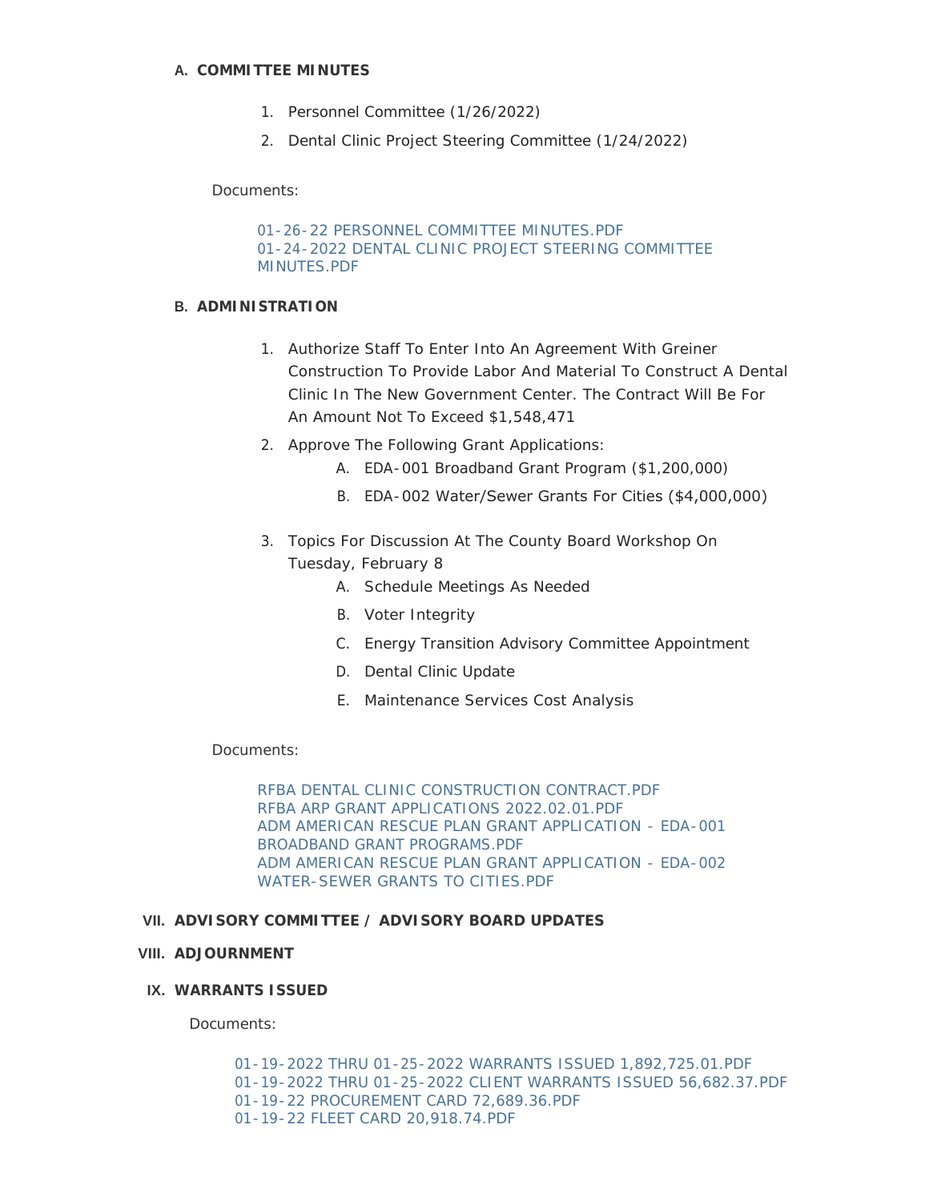**A. COMMITTEE MINUTES**

1. Personnel Committee (1/26/2022)
2. Dental Clinic Project Steering Committee (1/24/2022)

Documents:

01-26-22 PERSONNEL COMMITTEE MINUTES.PDF
01-24-2022 DENTAL CLINIC PROJECT STEERING COMMITTEE MINUTES.PDF

**B. ADMINISTRATION**

1. Authorize Staff To Enter Into An Agreement With Greiner Construction To Provide Labor And Material To Construct A Dental Clinic In The New Government Center. The Contract Will Be For An Amount Not To Exceed $1,548,471
2. Approve The Following Grant Applications:
   - A. EDA-001 Broadband Grant Program ($1,200,000)
   - B. EDA-002 Water/Sewer Grants For Cities ($4,000,000)
3. Topics For Discussion At The County Board Workshop On Tuesday, February 8
   - A. Schedule Meetings As Needed
   - B. Voter Integrity
   - C. Energy Transition Advisory Committee Appointment
   - D. Dental Clinic Update
   - E. Maintenance Services Cost Analysis

Documents:

RFBA DENTAL CLINIC CONSTRUCTION CONTRACT.PDF
RFBA ARP GRANT APPLICATIONS 2022.02.01.PDF
ADM AMERICAN RESCUE PLAN GRANT APPLICATION - EDA-001 BROADBAND GRANT PROGRAMS.PDF
ADM AMERICAN RESCUE PLAN GRANT APPLICATION - EDA-002 WATER-SEWER GRANTS TO CITIES.PDF

**VII. ADVISORY COMMITTEE / ADVISORY BOARD UPDATES**

**VIII. ADJOURNMENT**

**IX. WARRANTS ISSUED**

Documents:

01-19-2022 THRU 01-25-2022 WARRANTS ISSUED 1,892,725.01.PDF
01-19-2022 THRU 01-25-2022 CLIENT WARRANTS ISSUED 56,682.37.PDF
01-19-22 PROCUREMENT CARD 72,689.36.PDF
01-19-22 FLEET CARD 20,918.74.PDF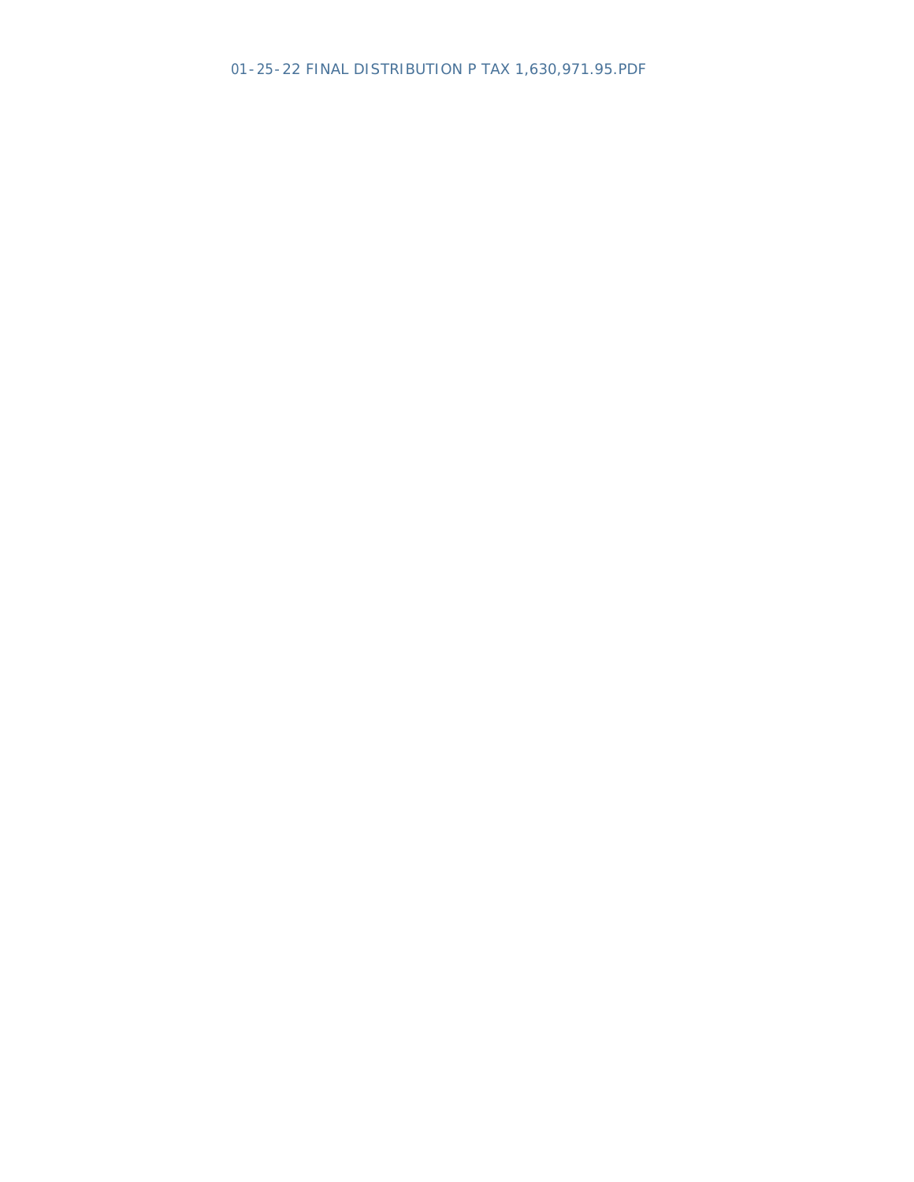01-25-22 FINAL DISTRIBUTION P TAX 1,630,971.95.PDF